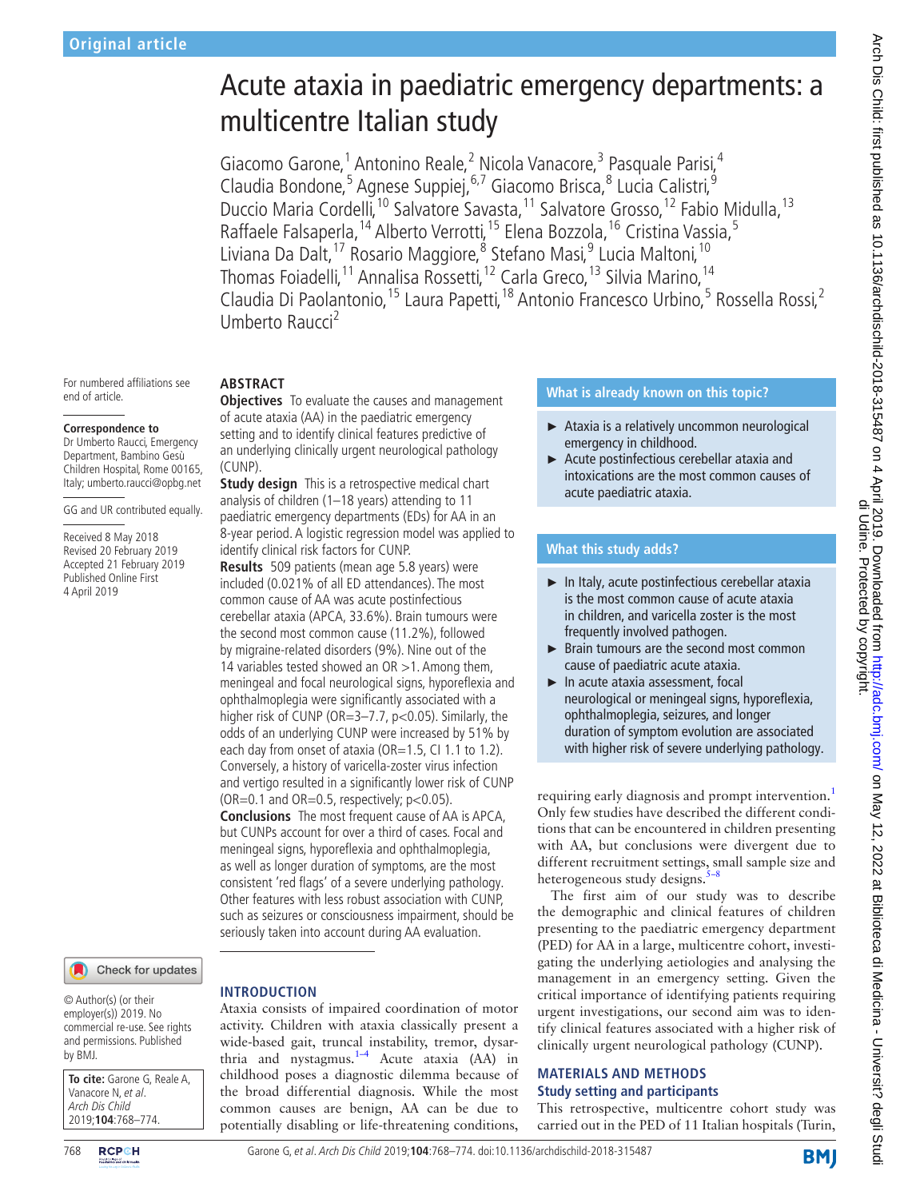Original article

# Acute ataxia in paediatric emergency departments: a multicentre Italian study

Giacomo Garone,[1] Antonino Reale,[2] Nicola Vanacore,[3] Pasquale Parisi,[4] Claudia Bondone,[5] Agnese Suppiej,[6,7] Giacomo Brisca,[8] Lucia Calistri,[9] Duccio Maria Cordelli,[10] Salvatore Savasta,[11] Salvatore Grosso,[12] Fabio Midulla,[13] Raffaele Falsaperla,[14] Alberto Verrotti,[15] Elena Bozzola,[16] Cristina Vassia,[5] Liviana Da Dalt,[17] Rosario Maggiore,[8] Stefano Masi,[9] Lucia Maltoni,[10] Thomas Foiadelli,[11] Annalisa Rossetti,[12] Carla Greco,[13] Silvia Marino,[14] Claudia Di Paolantonio,[15] Laura Papetti,[18] Antonio Francesco Urbino,[5] Rossella Rossi,[2] Umberto Raucci[2]

For numbered affiliations see end of article.

**Correspondence to**
Dr Umberto Raucci, Emergency Department, Bambino Gesù Children Hospital, Rome 00165, Italy; umberto.raucci@opbg.net

GG and UR contributed equally.

Received 8 May 2018
Revised 20 February 2019
Accepted 21 February 2019
Published Online First 4 April 2019

## ABSTRACT

**Objectives** To evaluate the causes and management of acute ataxia (AA) in the paediatric emergency setting and to identify clinical features predictive of an underlying clinically urgent neurological pathology (CUNP).

**Study design** This is a retrospective medical chart analysis of children (1–18 years) attending to 11 paediatric emergency departments (EDs) for AA in an 8-year period. A logistic regression model was applied to identify clinical risk factors for CUNP.

**Results** 509 patients (mean age 5.8 years) were included (0.021% of all ED attendances). The most common cause of AA was acute postinfectious cerebellar ataxia (APCA, 33.6%). Brain tumours were the second most common cause (11.2%), followed by migraine-related disorders (9%). Nine out of the 14 variables tested showed an OR >1. Among them, meningeal and focal neurological signs, hyporeflexia and ophthalmoplegia were significantly associated with a higher risk of CUNP (OR=3–7.7, p<0.05). Similarly, the odds of an underlying CUNP were increased by 51% by each day from onset of ataxia (OR=1.5, CI 1.1 to 1.2). Conversely, a history of varicella-zoster virus infection and vertigo resulted in a significantly lower risk of CUNP (OR=0.1 and OR=0.5, respectively; p<0.05).

**Conclusions** The most frequent cause of AA is APCA, but CUNPs account for over a third of cases. Focal and meningeal signs, hyporeflexia and ophthalmoplegia, as well as longer duration of symptoms, are the most consistent 'red flags' of a severe underlying pathology. Other features with less robust association with CUNP, such as seizures or consciousness impairment, should be seriously taken into account during AA evaluation.

© Author(s) (or their employer(s)) 2019. No commercial re-use. See rights and permissions. Published by BMJ.

**To cite:** Garone G, Reale A, Vanacore N, *et al*. *Arch Dis Child* 2019;**104**:768–774.

## INTRODUCTION

Ataxia consists of impaired coordination of motor activity. Children with ataxia classically present a wide-based gait, truncal instability, tremor, dysarthria and nystagmus.[1–4] Acute ataxia (AA) in childhood poses a diagnostic dilemma because of the broad differential diagnosis. While the most common causes are benign, AA can be due to potentially disabling or life-threatening conditions, requiring early diagnosis and prompt intervention.[1] Only few studies have described the different conditions that can be encountered in children presenting with AA, but conclusions were divergent due to different recruitment settings, small sample size and heterogeneous study designs.[5–8]

The first aim of our study was to describe the demographic and clinical features of children presenting to the paediatric emergency department (PED) for AA in a large, multicentre cohort, investigating the underlying aetiologies and analysing the management in an emergency setting. Given the critical importance of identifying patients requiring urgent investigations, our second aim was to identify clinical features associated with a higher risk of clinically urgent neurological pathology (CUNP).

### What is already known on this topic?

- Ataxia is a relatively uncommon neurological emergency in childhood.
- Acute postinfectious cerebellar ataxia and intoxications are the most common causes of acute paediatric ataxia.

### What this study adds?

- In Italy, acute postinfectious cerebellar ataxia is the most common cause of acute ataxia in children, and varicella zoster is the most frequently involved pathogen.
- Brain tumours are the second most common cause of paediatric acute ataxia.
- In acute ataxia assessment, focal neurological or meningeal signs, hyporeflexia, ophthalmoplegia, seizures, and longer duration of symptom evolution are associated with higher risk of severe underlying pathology.

## MATERIALS AND METHODS

### Study setting and participants

This retrospective, multicentre cohort study was carried out in the PED of 11 Italian hospitals (Turin,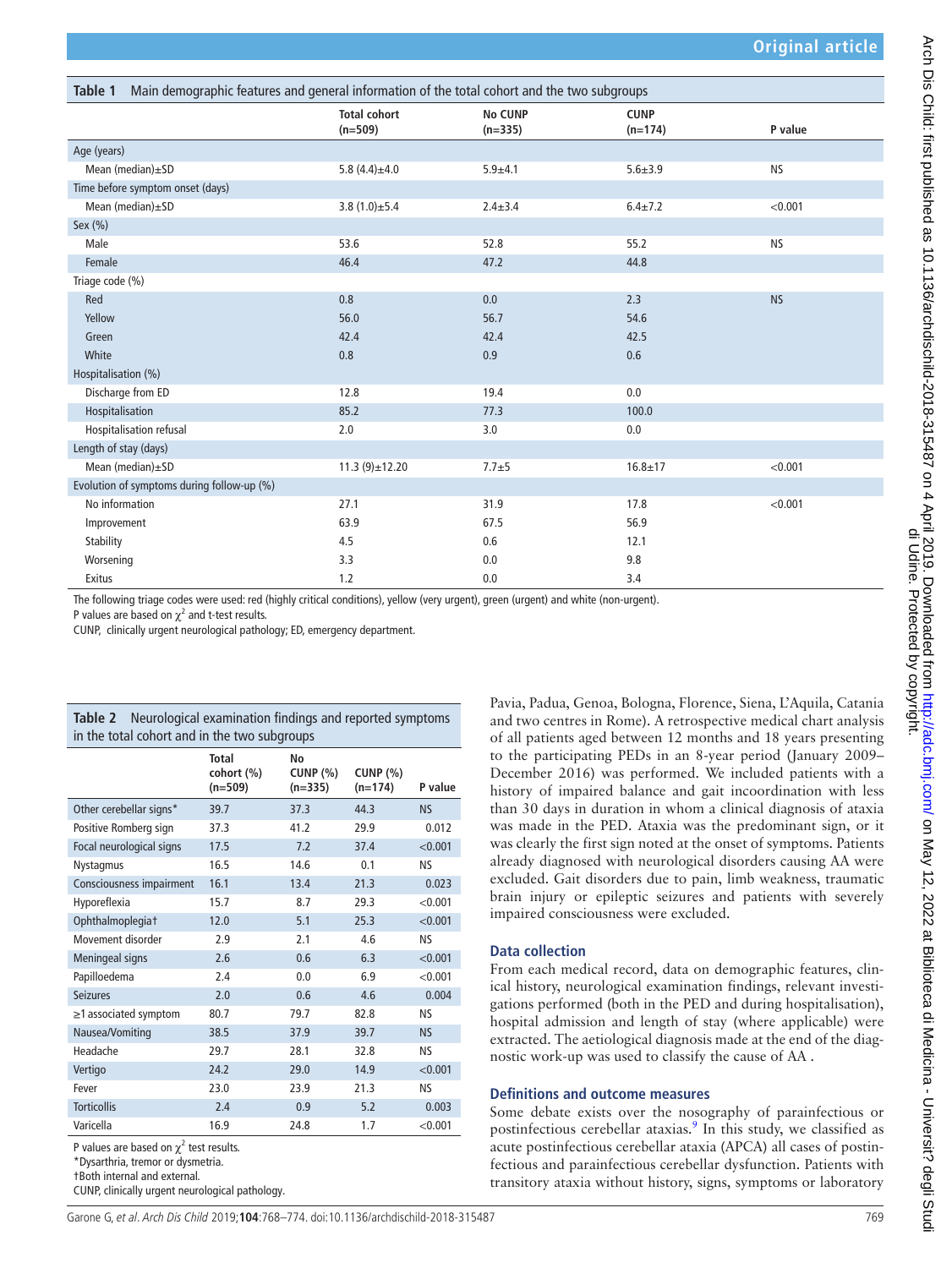**Table 1** Main demographic features and general information of the total cohort and the two subgroups

| | Total cohort (n=509) | No CUNP (n=335) | CUNP (n=174) | P value |
|---|---|---|---|---|
| Age (years) | | | | |
| Mean (median)±SD | 5.8 (4.4)±4.0 | 5.9±4.1 | 5.6±3.9 | NS |
| Time before symptom onset (days) | | | | |
| Mean (median)±SD | 3.8 (1.0)±5.4 | 2.4±3.4 | 6.4±7.2 | <0.001 |
| Sex (%) | | | | |
| Male | 53.6 | 52.8 | 55.2 | NS |
| Female | 46.4 | 47.2 | 44.8 | |
| Triage code (%) | | | | |
| Red | 0.8 | 0.0 | 2.3 | NS |
| Yellow | 56.0 | 56.7 | 54.6 | |
| Green | 42.4 | 42.4 | 42.5 | |
| White | 0.8 | 0.9 | 0.6 | |
| Hospitalisation (%) | | | | |
| Discharge from ED | 12.8 | 19.4 | 0.0 | |
| Hospitalisation | 85.2 | 77.3 | 100.0 | |
| Hospitalisation refusal | 2.0 | 3.0 | 0.0 | |
| Length of stay (days) | | | | |
| Mean (median)±SD | 11.3 (9)±12.20 | 7.7±5 | 16.8±17 | <0.001 |
| Evolution of symptoms during follow-up (%) | | | | |
| No information | 27.1 | 31.9 | 17.8 | <0.001 |
| Improvement | 63.9 | 67.5 | 56.9 | |
| Stability | 4.5 | 0.6 | 12.1 | |
| Worsening | 3.3 | 0.0 | 9.8 | |
| Exitus | 1.2 | 0.0 | 3.4 | |

The following triage codes were used: red (highly critical conditions), yellow (very urgent), green (urgent) and white (non-urgent).
P values are based on $\chi^2$ and t-test results.
CUNP, clinically urgent neurological pathology; ED, emergency department.

**Table 2** Neurological examination findings and reported symptoms in the total cohort and in the two subgroups

| | Total cohort (%) (n=509) | No CUNP (%) (n=335) | CUNP (%) (n=174) | P value |
|---|---|---|---|---|
| Other cerebellar signs* | 39.7 | 37.3 | 44.3 | NS |
| Positive Romberg sign | 37.3 | 41.2 | 29.9 | 0.012 |
| Focal neurological signs | 17.5 | 7.2 | 37.4 | <0.001 |
| Nystagmus | 16.5 | 14.6 | 0.1 | NS |
| Consciousness impairment | 16.1 | 13.4 | 21.3 | 0.023 |
| Hyporeflexia | 15.7 | 8.7 | 29.3 | <0.001 |
| Ophthalmoplegia† | 12.0 | 5.1 | 25.3 | <0.001 |
| Movement disorder | 2.9 | 2.1 | 4.6 | NS |
| Meningeal signs | 2.6 | 0.6 | 6.3 | <0.001 |
| Papilloedema | 2.4 | 0.0 | 6.9 | <0.001 |
| Seizures | 2.0 | 0.6 | 4.6 | 0.004 |
| ≥1 associated symptom | 80.7 | 79.7 | 82.8 | NS |
| Nausea/Vomiting | 38.5 | 37.9 | 39.7 | NS |
| Headache | 29.7 | 28.1 | 32.8 | NS |
| Vertigo | 24.2 | 29.0 | 14.9 | <0.001 |
| Fever | 23.0 | 23.9 | 21.3 | NS |
| Torticollis | 2.4 | 0.9 | 5.2 | 0.003 |
| Varicella | 16.9 | 24.8 | 1.7 | <0.001 |

P values are based on $\chi^2$ test results.
*Dysarthria, tremor or dysmetria.
†Both internal and external.
CUNP, clinically urgent neurological pathology.

Pavia, Padua, Genoa, Bologna, Florence, Siena, L'Aquila, Catania and two centres in Rome). A retrospective medical chart analysis of all patients aged between 12 months and 18 years presenting to the participating PEDs in an 8-year period (January 2009–December 2016) was performed. We included patients with a history of impaired balance and gait incoordination with less than 30 days in duration in whom a clinical diagnosis of ataxia was made in the PED. Ataxia was the predominant sign, or it was clearly the first sign noted at the onset of symptoms. Patients already diagnosed with neurological disorders causing AA were excluded. Gait disorders due to pain, limb weakness, traumatic brain injury or epileptic seizures and patients with severely impaired consciousness were excluded.

### Data collection

From each medical record, data on demographic features, clinical history, neurological examination findings, relevant investigations performed (both in the PED and during hospitalisation), hospital admission and length of stay (where applicable) were extracted. The aetiological diagnosis made at the end of the diagnostic work-up was used to classify the cause of AA .

### Definitions and outcome measures

Some debate exists over the nosography of parainfectious or postinfectious cerebellar ataxias.[9] In this study, we classified as acute postinfectious cerebellar ataxia (APCA) all cases of postinfectious and parainfectious cerebellar dysfunction. Patients with transitory ataxia without history, signs, symptoms or laboratory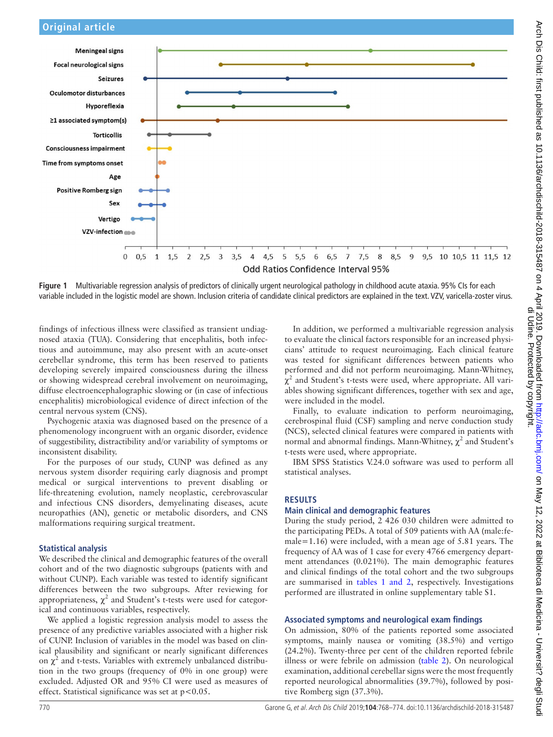Figure 1 Multivariable regression analysis of predictors of clinically urgent neurological pathology in childhood acute ataxia. 95% CIs for each variable included in the logistic model are shown. Inclusion criteria of candidate clinical predictors are explained in the text. VZV, varicella-zoster virus.

findings of infectious illness were classified as transient undiagnosed ataxia (TUA). Considering that encephalitis, both infectious and autoimmune, may also present with an acute-onset cerebellar syndrome, this term has been reserved to patients developing severely impaired consciousness during the illness or showing widespread cerebral involvement on neuroimaging, diffuse electroencephalographic slowing or (in case of infectious encephalitis) microbiological evidence of direct infection of the central nervous system (CNS).

Psychogenic ataxia was diagnosed based on the presence of a phenomenology incongruent with an organic disorder, evidence of suggestibility, distractibility and/or variability of symptoms or inconsistent disability.

For the purposes of our study, CUNP was defined as any nervous system disorder requiring early diagnosis and prompt medical or surgical interventions to prevent disabling or life-threatening evolution, namely neoplastic, cerebrovascular and infectious CNS disorders, demyelinating diseases, acute neuropathies (AN), genetic or metabolic disorders, and CNS malformations requiring surgical treatment.

### Statistical analysis

We described the clinical and demographic features of the overall cohort and of the two diagnostic subgroups (patients with and without CUNP). Each variable was tested to identify significant differences between the two subgroups. After reviewing for appropriateness, $\chi^2$ and Student's t-tests were used for categorical and continuous variables, respectively.

We applied a logistic regression analysis model to assess the presence of any predictive variables associated with a higher risk of CUNP. Inclusion of variables in the model was based on clinical plausibility and significant or nearly significant differences on $\chi^2$ and t-tests. Variables with extremely unbalanced distribution in the two groups (frequency of 0% in one group) were excluded. Adjusted OR and 95% CI were used as measures of effect. Statistical significance was set at $p<0.05$.

In addition, we performed a multivariable regression analysis to evaluate the clinical factors responsible for an increased physicians' attitude to request neuroimaging. Each clinical feature was tested for significant differences between patients who performed and did not perform neuroimaging. Mann-Whitney, $\chi^2$ and Student's t-tests were used, where appropriate. All variables showing significant differences, together with sex and age, were included in the model.

Finally, to evaluate indication to perform neuroimaging, cerebrospinal fluid (CSF) sampling and nerve conduction study (NCS), selected clinical features were compared in patients with normal and abnormal findings. Mann-Whitney, $\chi^2$ and Student's t-tests were used, where appropriate.

IBM SPSS Statistics V.24.0 software was used to perform all statistical analyses.

## RESULTS

### Main clinical and demographic features

During the study period, 2 426 030 children were admitted to the participating PEDs. A total of 509 patients with AA (male:female=1.16) were included, with a mean age of 5.81 years. The frequency of AA was of 1 case for every 4766 emergency department attendances (0.021%). The main demographic features and clinical findings of the total cohort and the two subgroups are summarised in tables 1 and 2, respectively. Investigations performed are illustrated in online supplementary table S1.

### Associated symptoms and neurological exam findings

On admission, 80% of the patients reported some associated symptoms, mainly nausea or vomiting (38.5%) and vertigo (24.2%). Twenty-three per cent of the children reported febrile illness or were febrile on admission (table 2). On neurological examination, additional cerebellar signs were the most frequently reported neurological abnormalities (39.7%), followed by positive Romberg sign (37.3%).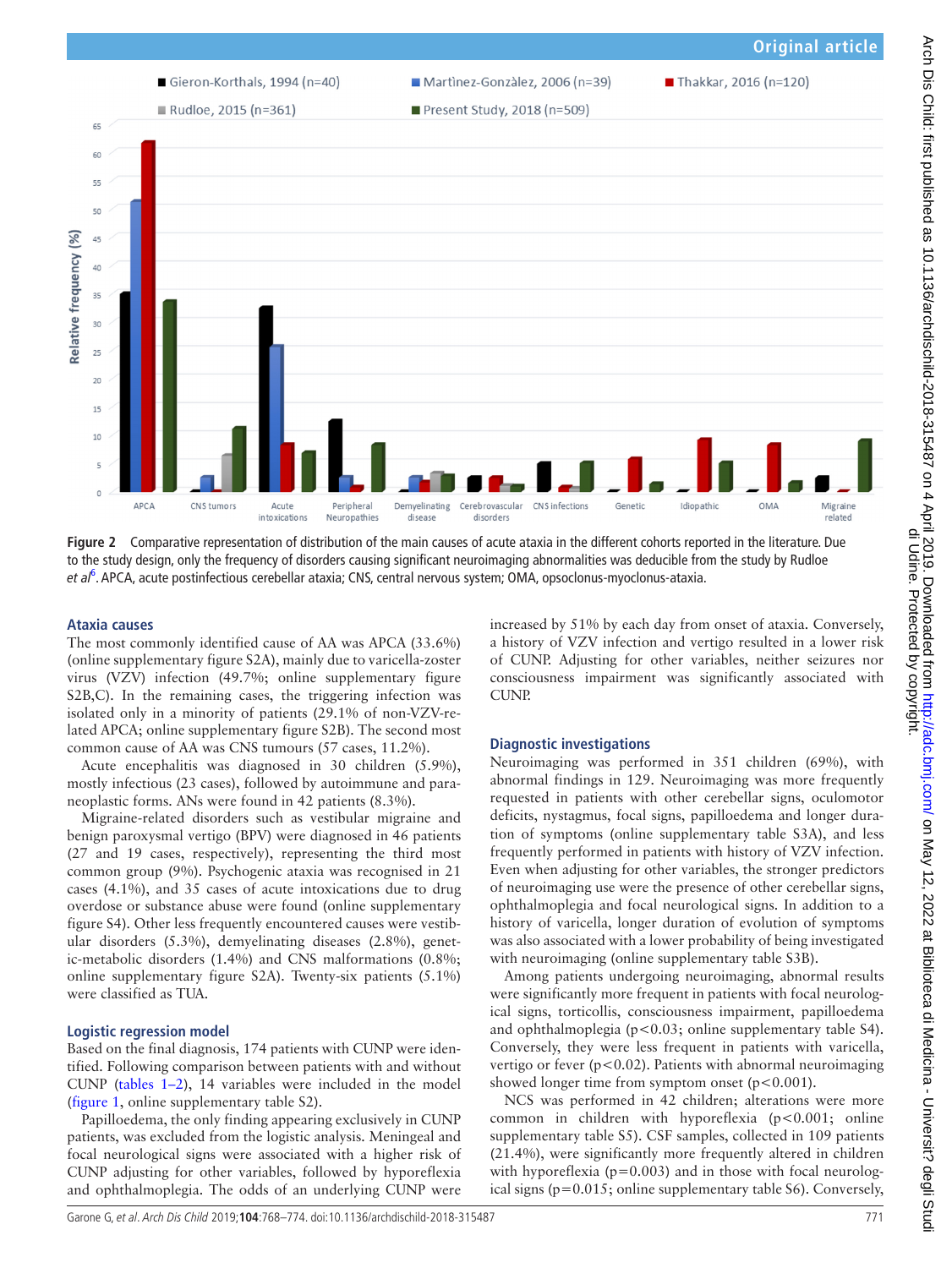**Figure 2** Comparative representation of distribution of the main causes of acute ataxia in the different cohorts reported in the literature. Due to the study design, only the frequency of disorders causing significant neuroimaging abnormalities was deducible from the study by Rudloe *et al*[6]. APCA, acute postinfectious cerebellar ataxia; CNS, central nervous system; OMA, opsoclonus-myoclonus-ataxia.

## Ataxia causes

The most commonly identified cause of AA was APCA (33.6%) (online supplementary figure S2A), mainly due to varicella-zoster virus (VZV) infection (49.7%; online supplementary figure S2B,C). In the remaining cases, the triggering infection was isolated only in a minority of patients (29.1% of non-VZV-related APCA; online supplementary figure S2B). The second most common cause of AA was CNS tumours (57 cases, 11.2%).

Acute encephalitis was diagnosed in 30 children (5.9%), mostly infectious (23 cases), followed by autoimmune and paraneoplastic forms. ANs were found in 42 patients (8.3%).

Migraine-related disorders such as vestibular migraine and benign paroxysmal vertigo (BPV) were diagnosed in 46 patients (27 and 19 cases, respectively), representing the third most common group (9%). Psychogenic ataxia was recognised in 21 cases (4.1%), and 35 cases of acute intoxications due to drug overdose or substance abuse were found (online supplementary figure S4). Other less frequently encountered causes were vestibular disorders (5.3%), demyelinating diseases (2.8%), genetic-metabolic disorders (1.4%) and CNS malformations (0.8%; online supplementary figure S2A). Twenty-six patients (5.1%) were classified as TUA.

## Logistic regression model

Based on the final diagnosis, 174 patients with CUNP were identified. Following comparison between patients with and without CUNP (tables 1–2), 14 variables were included in the model (figure 1, online supplementary table S2).

Papilloedema, the only finding appearing exclusively in CUNP patients, was excluded from the logistic analysis. Meningeal and focal neurological signs were associated with a higher risk of CUNP adjusting for other variables, followed by hyporeflexia and ophthalmoplegia. The odds of an underlying CUNP were increased by 51% by each day from onset of ataxia. Conversely, a history of VZV infection and vertigo resulted in a lower risk of CUNP. Adjusting for other variables, neither seizures nor consciousness impairment was significantly associated with CUNP.

## Diagnostic investigations

Neuroimaging was performed in 351 children (69%), with abnormal findings in 129. Neuroimaging was more frequently requested in patients with other cerebellar signs, oculomotor deficits, nystagmus, focal signs, papilloedema and longer duration of symptoms (online supplementary table S3A), and less frequently performed in patients with history of VZV infection. Even when adjusting for other variables, the stronger predictors of neuroimaging use were the presence of other cerebellar signs, ophthalmoplegia and focal neurological signs. In addition to a history of varicella, longer duration of evolution of symptoms was also associated with a lower probability of being investigated with neuroimaging (online supplementary table S3B).

Among patients undergoing neuroimaging, abnormal results were significantly more frequent in patients with focal neurological signs, torticollis, consciousness impairment, papilloedema and ophthalmoplegia ($p<0.03$; online supplementary table S4). Conversely, they were less frequent in patients with varicella, vertigo or fever ($p<0.02$). Patients with abnormal neuroimaging showed longer time from symptom onset ($p<0.001$).

NCS was performed in 42 children; alterations were more common in children with hyporeflexia ($p<0.001$; online supplementary table S5). CSF samples, collected in 109 patients (21.4%), were significantly more frequently altered in children with hyporeflexia ($p=0.003$) and in those with focal neurological signs ($p=0.015$; online supplementary table S6). Conversely,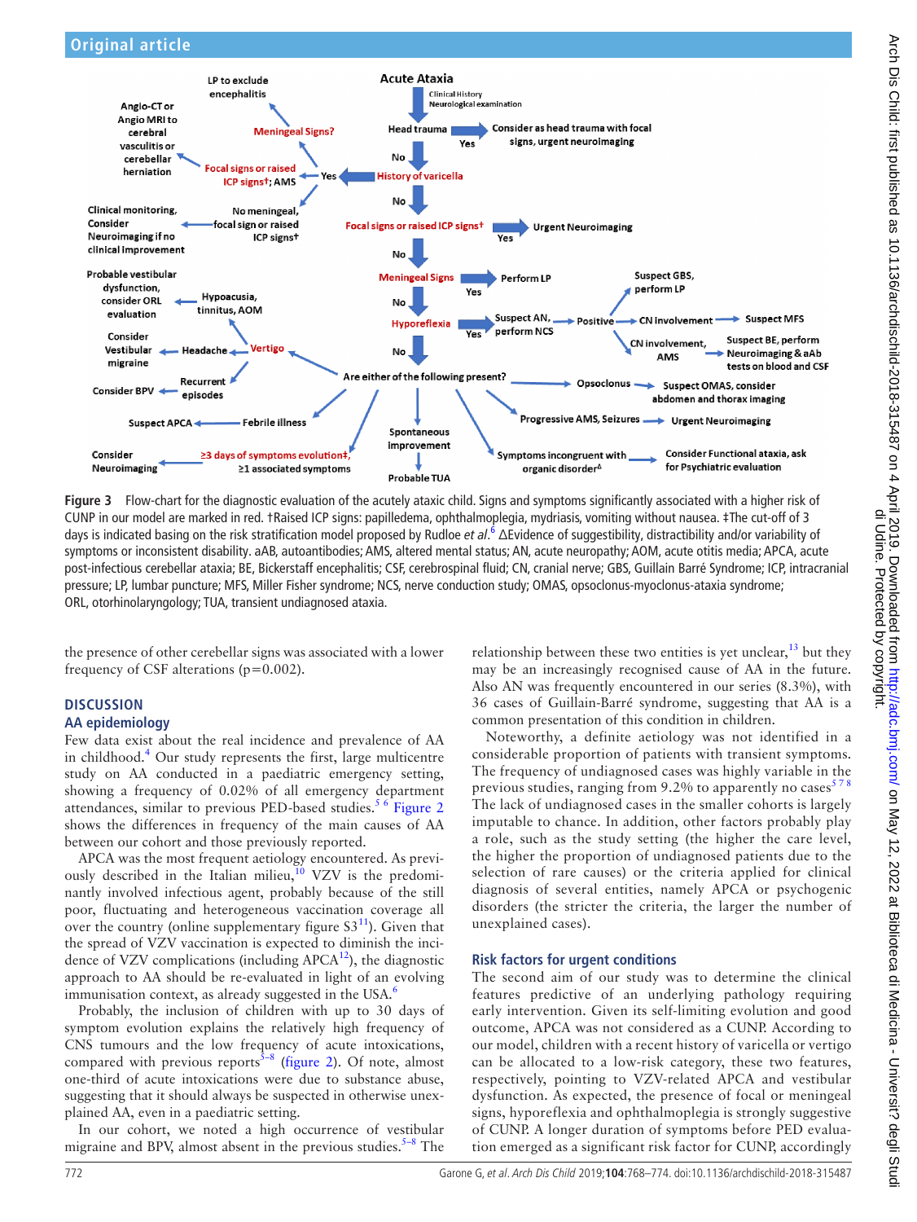Figure 3 Flow-chart for the diagnostic evaluation of the acutely ataxic child. Signs and symptoms significantly associated with a higher risk of CUNP in our model are marked in red. †Raised ICP signs: papilledema, ophthalmoplegia, mydriasis, vomiting without nausea. ‡The cut-off of 3 days is indicated basing on the risk stratification model proposed by Rudloe *et al*.[6] ΔEvidence of suggestibility, distractibility and/or variability of symptoms or inconsistent disability. aAB, autoantibodies; AMS, altered mental status; AN, acute neuropathy; AOM, acute otitis media; APCA, acute post-infectious cerebellar ataxia; BE, Bickerstaff encephalitis; CSF, cerebrospinal fluid; CN, cranial nerve; GBS, Guillain Barré Syndrome; ICP, intracranial pressure; LP, lumbar puncture; MFS, Miller Fisher syndrome; NCS, nerve conduction study; OMAS, opsoclonus-myoclonus-ataxia syndrome; ORL, otorhinolaryngology; TUA, transient undiagnosed ataxia.

the presence of other cerebellar signs was associated with a lower frequency of CSF alterations (p=0.002).

## DISCUSSION

### AA epidemiology

Few data exist about the real incidence and prevalence of AA in childhood.[4] Our study represents the first, large multicentre study on AA conducted in a paediatric emergency setting, showing a frequency of 0.02% of all emergency department attendances, similar to previous PED-based studies.[5 6] Figure 2 shows the differences in frequency of the main causes of AA between our cohort and those previously reported.

APCA was the most frequent aetiology encountered. As previously described in the Italian milieu,[10] VZV is the predominantly involved infectious agent, probably because of the still poor, fluctuating and heterogeneous vaccination coverage all over the country (online supplementary figure S3[11]). Given that the spread of VZV vaccination is expected to diminish the incidence of VZV complications (including APCA[12]), the diagnostic approach to AA should be re-evaluated in light of an evolving immunisation context, as already suggested in the USA.[6]

Probably, the inclusion of children with up to 30 days of symptom evolution explains the relatively high frequency of CNS tumours and the low frequency of acute intoxications, compared with previous reports[5–8] (figure 2). Of note, almost one-third of acute intoxications were due to substance abuse, suggesting that it should always be suspected in otherwise unexplained AA, even in a paediatric setting.

In our cohort, we noted a high occurrence of vestibular migraine and BPV, almost absent in the previous studies.[5–8] The relationship between these two entities is yet unclear,[13] but they may be an increasingly recognised cause of AA in the future. Also AN was frequently encountered in our series (8.3%), with 36 cases of Guillain-Barré syndrome, suggesting that AA is a common presentation of this condition in children.

Noteworthy, a definite aetiology was not identified in a considerable proportion of patients with transient symptoms. The frequency of undiagnosed cases was highly variable in the previous studies, ranging from 9.2% to apparently no cases[5 7 8] The lack of undiagnosed cases in the smaller cohorts is largely imputable to chance. In addition, other factors probably play a role, such as the study setting (the higher the care level, the higher the proportion of undiagnosed patients due to the selection of rare causes) or the criteria applied for clinical diagnosis of several entities, namely APCA or psychogenic disorders (the stricter the criteria, the larger the number of unexplained cases).

### Risk factors for urgent conditions

The second aim of our study was to determine the clinical features predictive of an underlying pathology requiring early intervention. Given its self-limiting evolution and good outcome, APCA was not considered as a CUNP. According to our model, children with a recent history of varicella or vertigo can be allocated to a low-risk category, these two features, respectively, pointing to VZV-related APCA and vestibular dysfunction. As expected, the presence of focal or meningeal signs, hyporeflexia and ophthalmoplegia is strongly suggestive of CUNP. A longer duration of symptoms before PED evaluation emerged as a significant risk factor for CUNP, accordingly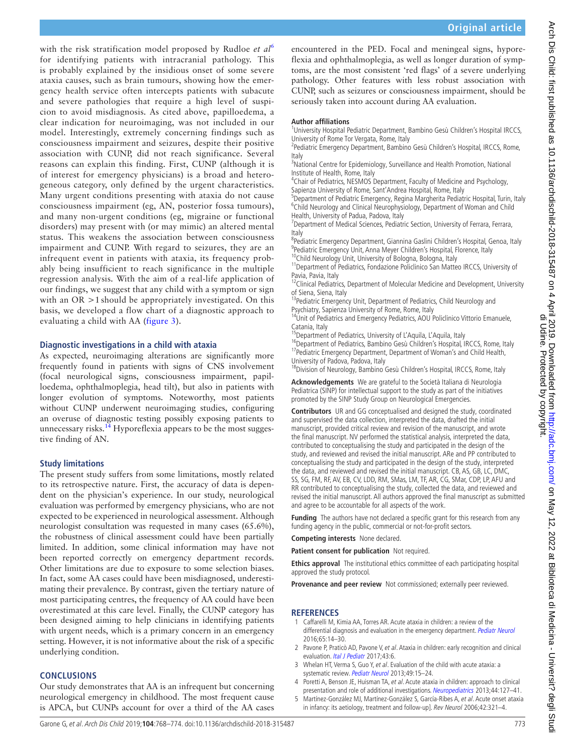with the risk stratification model proposed by Rudloe *et al*[6] for identifying patients with intracranial pathology. This is probably explained by the insidious onset of some severe ataxia causes, such as brain tumours, showing how the emergency health service often intercepts patients with subacute and severe pathologies that require a high level of suspicion to avoid misdiagnosis. As cited above, papilloedema, a clear indication for neuroimaging, was not included in our model. Interestingly, extremely concerning findings such as consciousness impairment and seizures, despite their positive association with CUNP, did not reach significance. Several reasons can explain this finding. First, CUNP (although it is of interest for emergency physicians) is a broad and heterogeneous category, only defined by the urgent characteristics. Many urgent conditions presenting with ataxia do not cause consciousness impairment (eg, AN, posterior fossa tumours), and many non-urgent conditions (eg, migraine or functional disorders) may present with (or may mimic) an altered mental status. This weakens the association between consciousness impairment and CUNP. With regard to seizures, they are an infrequent event in patients with ataxia, its frequency probably being insufficient to reach significance in the multiple regression analysis. With the aim of a real-life application of our findings, we suggest that any child with a symptom or sign with an OR >1 should be appropriately investigated. On this basis, we developed a flow chart of a diagnostic approach to evaluating a child with AA (figure 3).

### Diagnostic investigations in a child with ataxia

As expected, neuroimaging alterations are significantly more frequently found in patients with signs of CNS involvement (focal neurological signs, consciousness impairment, papilloedema, ophthalmoplegia, head tilt), but also in patients with longer evolution of symptoms. Noteworthy, most patients without CUNP underwent neuroimaging studies, configuring an overuse of diagnostic testing possibly exposing patients to unnecessary risks.[14] Hyporeflexia appears to be the most suggestive finding of AN.

### Study limitations

The present study suffers from some limitations, mostly related to its retrospective nature. First, the accuracy of data is dependent on the physician's experience. In our study, neurological evaluation was performed by emergency physicians, who are not expected to be experienced in neurological assessment. Although neurologist consultation was requested in many cases (65.6%), the robustness of clinical assessment could have been partially limited. In addition, some clinical information may have not been reported correctly on emergency department records. Other limitations are due to exposure to some selection biases. In fact, some AA cases could have been misdiagnosed, underestimating their prevalence. By contrast, given the tertiary nature of most participating centres, the frequency of AA could have been overestimated at this care level. Finally, the CUNP category has been designed aiming to help clinicians in identifying patients with urgent needs, which is a primary concern in an emergency setting. However, it is not informative about the risk of a specific underlying condition.

## CONCLUSIONS

Our study demonstrates that AA is an infrequent but concerning neurological emergency in childhood. The most frequent cause is APCA, but CUNPs account for over a third of the AA cases encountered in the PED. Focal and meningeal signs, hyporeflexia and ophthalmoplegia, as well as longer duration of symptoms, are the most consistent 'red flags' of a severe underlying pathology. Other features with less robust association with CUNP, such as seizures or consciousness impairment, should be seriously taken into account during AA evaluation.

**Author affiliations**

[1]University Hospital Pediatric Department, Bambino Gesù Children's Hospital IRCCS, University of Rome Tor Vergata, Rome, Italy
[2]Pediatric Emergency Department, Bambino Gesù Children's Hospital, IRCCS, Rome, Italy
[3]National Centre for Epidemiology, Surveillance and Health Promotion, National Institute of Health, Rome, Italy
[4]Chair of Pediatrics, NESMOS Department, Faculty of Medicine and Psychology, Sapienza University of Rome, Sant'Andrea Hospital, Rome, Italy
[5]Department of Pediatric Emergency, Regina Margherita Pediatric Hospital, Turin, Italy
[6]Child Neurology and Clinical Neurophysiology, Department of Woman and Child Health, University of Padua, Padova, Italy
[7]Department of Medical Sciences, Pediatric Section, University of Ferrara, Ferrara, Italy
[8]Pediatric Emergency Department, Giannina Gaslini Children's Hospital, Genoa, Italy
[9]Pediatric Emergency Unit, Anna Meyer Children's Hospital, Florence, Italy
[10]Child Neurology Unit, University of Bologna, Bologna, Italy
[11]Department of Pediatrics, Fondazione Policlinico San Matteo IRCCS, University of Pavia, Pavia, Italy
[12]Clinical Pediatrics, Department of Molecular Medicine and Development, University of Siena, Siena, Italy
[13]Pediatric Emergency Unit, Department of Pediatrics, Child Neurology and Psychiatry, Sapienza University of Rome, Rome, Italy
[14]Unit of Pediatrics and Emergency Pediatrics, AOU Policlinico Vittorio Emanuele, Catania, Italy
[15]Department of Pediatrics, University of L'Aquila, L'Aquila, Italy
[16]Department of Pediatrics, Bambino Gesù Children's Hospital, IRCCS, Rome, Italy
[17]Pediatric Emergency Department, Department of Woman's and Child Health, University of Padova, Padova, Italy
[18]Division of Neurology, Bambino Gesù Children's Hospital, IRCCS, Rome, Italy

**Acknowledgements** We are grateful to the Società Italiana di Neurologia Pediatrica (SINP) for intellectual support to the study as part of the initiatives promoted by the SINP Study Group on Neurological Emergencies.

**Contributors** UR and GG conceptualised and designed the study, coordinated and supervised the data collection, interpreted the data, drafted the initial manuscript, provided critical review and revision of the manuscript, and wrote the final manuscript. NV performed the statistical analysis, interpreted the data, contributed to conceptualising the study and participated in the design of the study, and reviewed and revised the initial manuscript. ARe and PP contributed to conceptualising the study and participated in the design of the study, interpreted the data, and reviewed and revised the initial manuscript. CB, AS, GB, LC, DMC, SS, SG, FM, RF, AV, EB, CV, LDD, RM, SMas, LM, TF, AR, CG, SMar, CDP, LP, AFU and RR contributed to conceptualising the study, collected the data, and reviewed and revised the initial manuscript. All authors approved the final manuscript as submitted and agree to be accountable for all aspects of the work.

**Funding** The authors have not declared a specific grant for this research from any funding agency in the public, commercial or not-for-profit sectors.

**Competing interests** None declared.

**Patient consent for publication** Not required.

**Ethics approval** The institutional ethics committee of each participating hospital approved the study protocol.

**Provenance and peer review** Not commissioned; externally peer reviewed.

## REFERENCES

1. Caffarelli M, Kimia AA, Torres AR. Acute ataxia in children: a review of the differential diagnosis and evaluation in the emergency department. *Pediatr Neurol* 2016;65:14–30.
2. Pavone P, Praticò AD, Pavone V, *et al*. Ataxia in children: early recognition and clinical evaluation. *Ital J Pediatr* 2017;43:6.
3. Whelan HT, Verma S, Guo Y, *et al*. Evaluation of the child with acute ataxia: a systematic review. *Pediatr Neurol* 2013;49:15–24.
4. Poretti A, Benson JE, Huisman TA, *et al*. Acute ataxia in children: approach to clinical presentation and role of additional investigations. *Neuropediatrics* 2013;44:127–41.
5. Martínez-González MJ, Martínez-González S, García-Ribes A, *et al*. Acute onset ataxia in infancy: its aetiology, treatment and follow-up]. *Rev Neurol* 2006;42:321–4.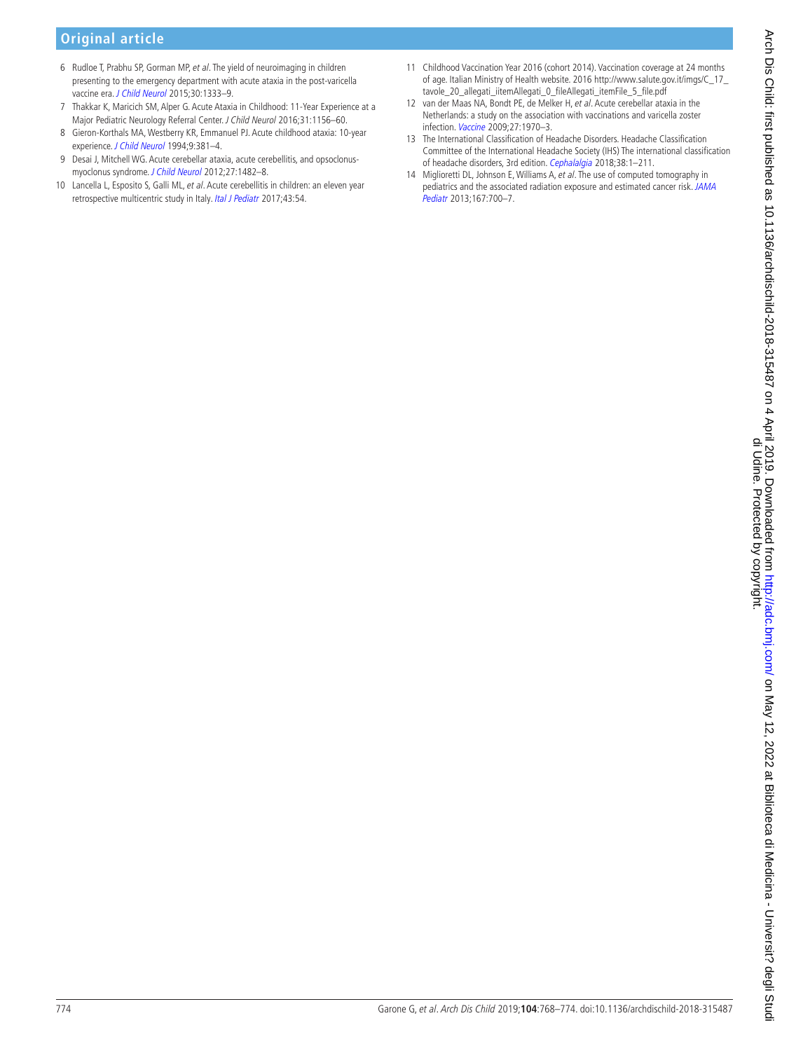6 Rudloe T, Prabhu SP, Gorman MP, *et al*. The yield of neuroimaging in children presenting to the emergency department with acute ataxia in the post-varicella vaccine era. *J Child Neurol* 2015;30:1333–9.
7 Thakkar K, Maricich SM, Alper G. Acute Ataxia in Childhood: 11-Year Experience at a Major Pediatric Neurology Referral Center. *J Child Neurol* 2016;31:1156–60.
8 Gieron-Korthals MA, Westberry KR, Emmanuel PJ. Acute childhood ataxia: 10-year experience. *J Child Neurol* 1994;9:381–4.
9 Desai J, Mitchell WG. Acute cerebellar ataxia, acute cerebellitis, and opsoclonus-myoclonus syndrome. *J Child Neurol* 2012;27:1482–8.
10 Lancella L, Esposito S, Galli ML, *et al*. Acute cerebellitis in children: an eleven year retrospective multicentric study in Italy. *Ital J Pediatr* 2017;43:54.
11 Childhood Vaccination Year 2016 (cohort 2014). Vaccination coverage at 24 months of age. Italian Ministry of Health website. 2016 http://www.salute.gov.it/imgs/C_17_tavole_20_allegati_iitemAllegati_0_fileAllegati_itemFile_5_file.pdf
12 van der Maas NA, Bondt PE, de Melker H, *et al*. Acute cerebellar ataxia in the Netherlands: a study on the association with vaccinations and varicella zoster infection. *Vaccine* 2009;27:1970–3.
13 The International Classification of Headache Disorders. Headache Classification Committee of the International Headache Society (IHS) The international classification of headache disorders, 3rd edition. *Cephalalgia* 2018;38:1–211.
14 Miglioretti DL, Johnson E, Williams A, *et al*. The use of computed tomography in pediatrics and the associated radiation exposure and estimated cancer risk. *JAMA Pediatr* 2013;167:700–7.